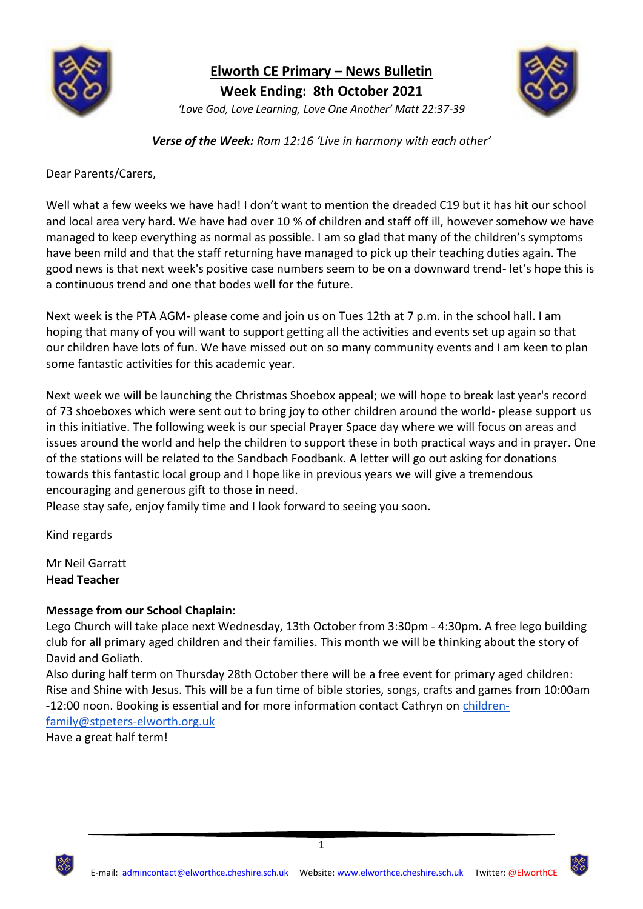# Elworth CE Primary – News Bulletin

## Week Ending: 8th October 2021

*'Love God, Love Learning, Love One Another' Matt 22:37-39*

***Verse of the Week:*** *Rom 12:16 'Live in harmony with each other'*

Dear Parents/Carers,

Well what a few weeks we have had! I don't want to mention the dreaded C19 but it has hit our school and local area very hard. We have had over 10 % of children and staff off ill, however somehow we have managed to keep everything as normal as possible. I am so glad that many of the children's symptoms have been mild and that the staff returning have managed to pick up their teaching duties again. The good news is that next week's positive case numbers seem to be on a downward trend- let's hope this is a continuous trend and one that bodes well for the future.

Next week is the PTA AGM- please come and join us on Tues 12th at 7 p.m. in the school hall. I am hoping that many of you will want to support getting all the activities and events set up again so that our children have lots of fun. We have missed out on so many community events and I am keen to plan some fantastic activities for this academic year.

Next week we will be launching the Christmas Shoebox appeal; we will hope to break last year's record of 73 shoeboxes which were sent out to bring joy to other children around the world- please support us in this initiative. The following week is our special Prayer Space day where we will focus on areas and issues around the world and help the children to support these in both practical ways and in prayer. One of the stations will be related to the Sandbach Foodbank. A letter will go out asking for donations towards this fantastic local group and I hope like in previous years we will give a tremendous encouraging and generous gift to those in need.
Please stay safe, enjoy family time and I look forward to seeing you soon.

Kind regards

Mr Neil Garratt
**Head Teacher**

**Message from our School Chaplain:**
Lego Church will take place next Wednesday, 13th October from 3:30pm - 4:30pm. A free lego building club for all primary aged children and their families. This month we will be thinking about the story of David and Goliath.
Also during half term on Thursday 28th October there will be a free event for primary aged children: Rise and Shine with Jesus. This will be a fun time of bible stories, songs, crafts and games from 10:00am -12:00 noon. Booking is essential and for more information contact Cathryn on children-family@stpeters-elworth.org.uk
Have a great half term!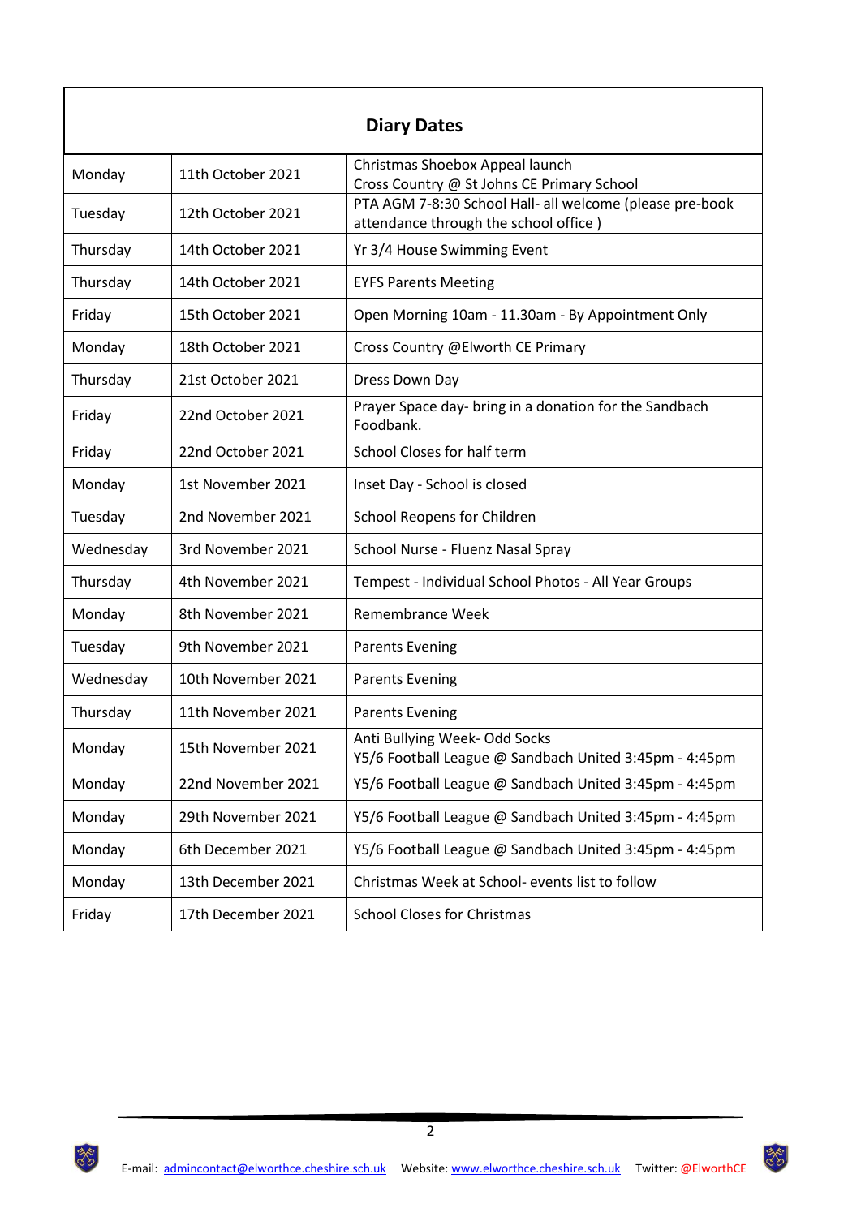## Diary Dates

| | | |
|---|---|---|
| Monday | 11th October 2021 | Christmas Shoebox Appeal launch<br>Cross Country @ St Johns CE Primary School |
| Tuesday | 12th October 2021 | PTA AGM 7-8:30 School Hall- all welcome (please pre-book attendance through the school office ) |
| Thursday | 14th October 2021 | Yr 3/4 House Swimming Event |
| Thursday | 14th October 2021 | EYFS Parents Meeting |
| Friday | 15th October 2021 | Open Morning 10am - 11.30am - By Appointment Only |
| Monday | 18th October 2021 | Cross Country @Elworth CE Primary |
| Thursday | 21st October 2021 | Dress Down Day |
| Friday | 22nd October 2021 | Prayer Space day- bring in a donation for the Sandbach Foodbank. |
| Friday | 22nd October 2021 | School Closes for half term |
| Monday | 1st November 2021 | Inset Day - School is closed |
| Tuesday | 2nd November 2021 | School Reopens for Children |
| Wednesday | 3rd November 2021 | School Nurse - Fluenz Nasal Spray |
| Thursday | 4th November 2021 | Tempest - Individual School Photos - All Year Groups |
| Monday | 8th November 2021 | Remembrance Week |
| Tuesday | 9th November 2021 | Parents Evening |
| Wednesday | 10th November 2021 | Parents Evening |
| Thursday | 11th November 2021 | Parents Evening |
| Monday | 15th November 2021 | Anti Bullying Week- Odd Socks<br>Y5/6 Football League @ Sandbach United 3:45pm - 4:45pm |
| Monday | 22nd November 2021 | Y5/6 Football League @ Sandbach United 3:45pm - 4:45pm |
| Monday | 29th November 2021 | Y5/6 Football League @ Sandbach United 3:45pm - 4:45pm |
| Monday | 6th December 2021 | Y5/6 Football League @ Sandbach United 3:45pm - 4:45pm |
| Monday | 13th December 2021 | Christmas Week at School- events list to follow |
| Friday | 17th December 2021 | School Closes for Christmas |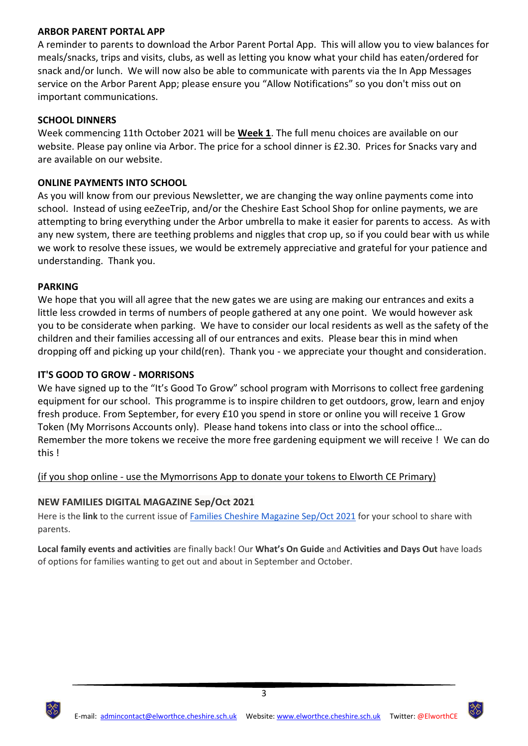## ARBOR PARENT PORTAL APP

A reminder to parents to download the Arbor Parent Portal App. This will allow you to view balances for meals/snacks, trips and visits, clubs, as well as letting you know what your child has eaten/ordered for snack and/or lunch. We will now also be able to communicate with parents via the In App Messages service on the Arbor Parent App; please ensure you "Allow Notifications" so you don't miss out on important communications.

## SCHOOL DINNERS

Week commencing 11th October 2021 will be **Week 1**. The full menu choices are available on our website. Please pay online via Arbor. The price for a school dinner is £2.30. Prices for Snacks vary and are available on our website.

## ONLINE PAYMENTS INTO SCHOOL

As you will know from our previous Newsletter, we are changing the way online payments come into school. Instead of using eeZeeTrip, and/or the Cheshire East School Shop for online payments, we are attempting to bring everything under the Arbor umbrella to make it easier for parents to access. As with any new system, there are teething problems and niggles that crop up, so if you could bear with us while we work to resolve these issues, we would be extremely appreciative and grateful for your patience and understanding. Thank you.

## PARKING

We hope that you will all agree that the new gates we are using are making our entrances and exits a little less crowded in terms of numbers of people gathered at any one point. We would however ask you to be considerate when parking. We have to consider our local residents as well as the safety of the children and their families accessing all of our entrances and exits. Please bear this in mind when dropping off and picking up your child(ren). Thank you - we appreciate your thought and consideration.

## IT'S GOOD TO GROW - MORRISONS

We have signed up to the "It's Good To Grow" school program with Morrisons to collect free gardening equipment for our school. This programme is to inspire children to get outdoors, grow, learn and enjoy fresh produce. From September, for every £10 you spend in store or online you will receive 1 Grow Token (My Morrisons Accounts only). Please hand tokens into class or into the school office… Remember the more tokens we receive the more free gardening equipment we will receive ! We can do this !

(if you shop online - use the Mymorrisons App to donate your tokens to Elworth CE Primary)

## NEW FAMILIES DIGITAL MAGAZINE Sep/Oct 2021

Here is the **link** to the current issue of Families Cheshire Magazine Sep/Oct 2021 for your school to share with parents.

**Local family events and activities** are finally back! Our **What's On Guide** and **Activities and Days Out** have loads of options for families wanting to get out and about in September and October.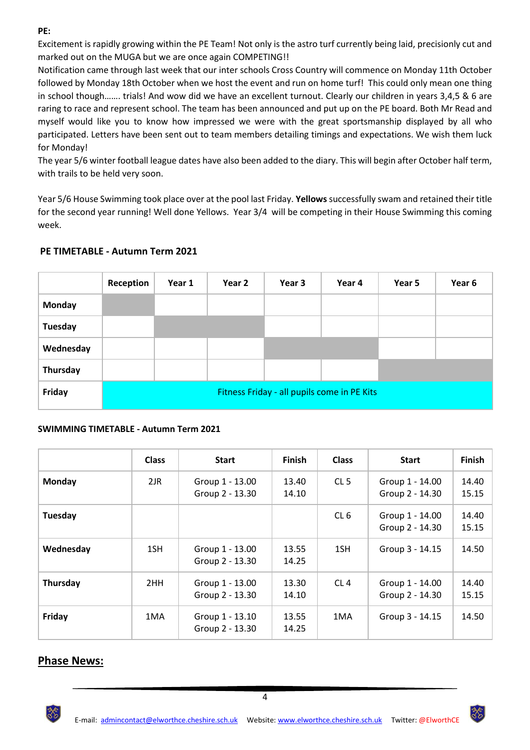**PE:**

Excitement is rapidly growing within the PE Team! Not only is the astro turf currently being laid, precisionly cut and marked out on the MUGA but we are once again COMPETING!!

Notification came through last week that our inter schools Cross Country will commence on Monday 11th October followed by Monday 18th October when we host the event and run on home turf! This could only mean one thing in school though……. trials! And wow did we have an excellent turnout. Clearly our children in years 3,4,5 & 6 are raring to race and represent school. The team has been announced and put up on the PE board. Both Mr Read and myself would like you to know how impressed we were with the great sportsmanship displayed by all who participated. Letters have been sent out to team members detailing timings and expectations. We wish them luck for Monday!

The year 5/6 winter football league dates have also been added to the diary. This will begin after October half term, with trails to be held very soon.

Year 5/6 House Swimming took place over at the pool last Friday. **Yellows** successfully swam and retained their title for the second year running! Well done Yellows. Year 3/4 will be competing in their House Swimming this coming week.

**PE TIMETABLE - Autumn Term 2021**

| | Reception | Year 1 | Year 2 | Year 3 | Year 4 | Year 5 | Year 6 |
|---|---|---|---|---|---|---|---|
| **Monday** | | | | | | | |
| **Tuesday** | | | | | | | |
| **Wednesday** | | | | | | | |
| **Thursday** | | | | | | | |
| **Friday** | Fitness Friday - all pupils come in PE Kits | | | | | | |

**SWIMMING TIMETABLE - Autumn Term 2021**

| | Class | Start | Finish | Class | Start | Finish |
|---|---|---|---|---|---|---|
| **Monday** | 2JR | Group 1 - 13.00<br>Group 2 - 13.30 | 13.40<br>14.10 | CL 5 | Group 1 - 14.00<br>Group 2 - 14.30 | 14.40<br>15.15 |
| **Tuesday** | | | | CL 6 | Group 1 - 14.00<br>Group 2 - 14.30 | 14.40<br>15.15 |
| **Wednesday** | 1SH | Group 1 - 13.00<br>Group 2 - 13.30 | 13.55<br>14.25 | 1SH | Group 3 - 14.15 | 14.50 |
| **Thursday** | 2HH | Group 1 - 13.00<br>Group 2 - 13.30 | 13.30<br>14.10 | CL 4 | Group 1 - 14.00<br>Group 2 - 14.30 | 14.40<br>15.15 |
| **Friday** | 1MA | Group 1 - 13.10<br>Group 2 - 13.30 | 13.55<br>14.25 | 1MA | Group 3 - 14.15 | 14.50 |

## Phase News: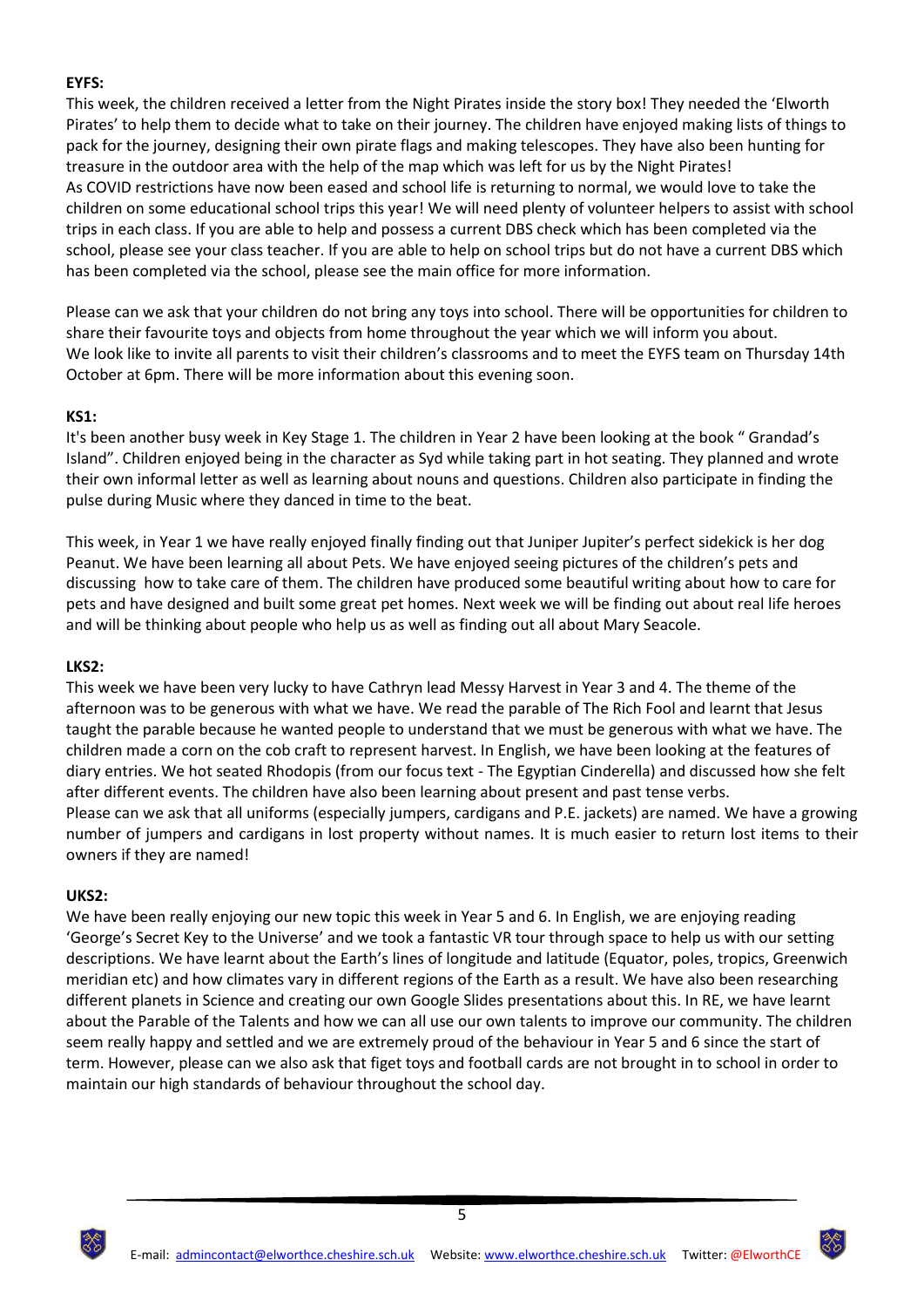**EYFS:**

This week, the children received a letter from the Night Pirates inside the story box! They needed the 'Elworth Pirates' to help them to decide what to take on their journey. The children have enjoyed making lists of things to pack for the journey, designing their own pirate flags and making telescopes. They have also been hunting for treasure in the outdoor area with the help of the map which was left for us by the Night Pirates!

As COVID restrictions have now been eased and school life is returning to normal, we would love to take the children on some educational school trips this year! We will need plenty of volunteer helpers to assist with school trips in each class. If you are able to help and possess a current DBS check which has been completed via the school, please see your class teacher. If you are able to help on school trips but do not have a current DBS which has been completed via the school, please see the main office for more information.

Please can we ask that your children do not bring any toys into school. There will be opportunities for children to share their favourite toys and objects from home throughout the year which we will inform you about.

We look like to invite all parents to visit their children's classrooms and to meet the EYFS team on Thursday 14th October at 6pm. There will be more information about this evening soon.

**KS1:**

It's been another busy week in Key Stage 1. The children in Year 2 have been looking at the book " Grandad's Island". Children enjoyed being in the character as Syd while taking part in hot seating. They planned and wrote their own informal letter as well as learning about nouns and questions. Children also participate in finding the pulse during Music where they danced in time to the beat.

This week, in Year 1 we have really enjoyed finally finding out that Juniper Jupiter's perfect sidekick is her dog Peanut. We have been learning all about Pets. We have enjoyed seeing pictures of the children's pets and discussing how to take care of them. The children have produced some beautiful writing about how to care for pets and have designed and built some great pet homes. Next week we will be finding out about real life heroes and will be thinking about people who help us as well as finding out all about Mary Seacole.

**LKS2:**

This week we have been very lucky to have Cathryn lead Messy Harvest in Year 3 and 4. The theme of the afternoon was to be generous with what we have. We read the parable of The Rich Fool and learnt that Jesus taught the parable because he wanted people to understand that we must be generous with what we have. The children made a corn on the cob craft to represent harvest. In English, we have been looking at the features of diary entries. We hot seated Rhodopis (from our focus text - The Egyptian Cinderella) and discussed how she felt after different events. The children have also been learning about present and past tense verbs.

Please can we ask that all uniforms (especially jumpers, cardigans and P.E. jackets) are named. We have a growing number of jumpers and cardigans in lost property without names. It is much easier to return lost items to their owners if they are named!

**UKS2:**

We have been really enjoying our new topic this week in Year 5 and 6. In English, we are enjoying reading 'George's Secret Key to the Universe' and we took a fantastic VR tour through space to help us with our setting descriptions. We have learnt about the Earth's lines of longitude and latitude (Equator, poles, tropics, Greenwich meridian etc) and how climates vary in different regions of the Earth as a result. We have also been researching different planets in Science and creating our own Google Slides presentations about this. In RE, we have learnt about the Parable of the Talents and how we can all use our own talents to improve our community. The children seem really happy and settled and we are extremely proud of the behaviour in Year 5 and 6 since the start of term. However, please can we also ask that figet toys and football cards are not brought in to school in order to maintain our high standards of behaviour throughout the school day.